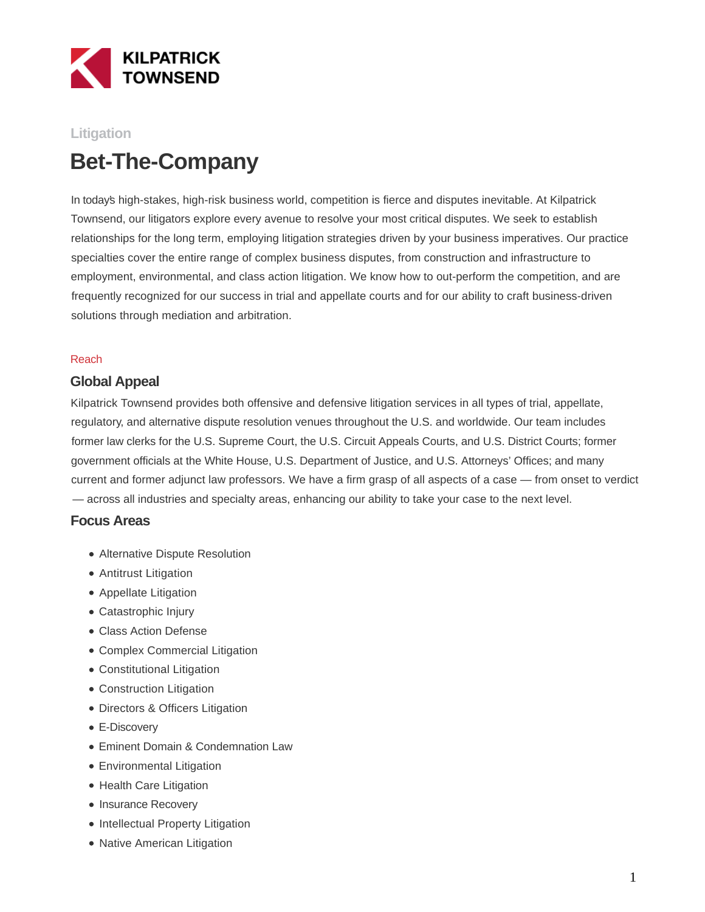KILPATRICK TOWNSEND

Litigation

# Bet-The-Company

In today's high-stakes, high-risk business world, competition is fierce and disputes inevitable. At Kilpatrick Townsend, our litigators explore every avenue to resolve your most critical disputes. We seek to establish relationships for the long term, employing litigation strategies driven by your business imperatives. Our practice specialties cover the entire range of complex business disputes, from construction and infrastructure to employment, environmental, and class action litigation. We know how to out-perform the competition, and are frequently recognized for our success in trial and appellate courts and for our ability to craft business-driven solutions through mediation and arbitration.

Reach

## Global Appeal

Kilpatrick Townsend provides both offensive and defensive litigation services in all types of trial, appellate, regulatory, and alternative dispute resolution venues throughout the U.S. and worldwide. Our team includes former law clerks for the U.S. Supreme Court, the U.S. Circuit Appeals Courts, and U.S. District Courts; former government officials at the White House, U.S. Department of Justice, and U.S. Attorneys' Offices; and many current and former adjunct law professors. We have a firm grasp of all aspects of a case — from onset to verdict — across all industries and specialty areas, enhancing our ability to take your case to the next level.

## Focus Areas

- Alternative Dispute Resolution
- Antitrust Litigation
- Appellate Litigation
- Catastrophic Injury
- Class Action Defense
- Complex Commercial Litigation
- Constitutional Litigation
- Construction Litigation
- Directors & Officers Litigation
- E-Discovery
- Eminent Domain & Condemnation Law
- Environmental Litigation
- Health Care Litigation
- Insurance Recovery
- Intellectual Property Litigation
- Native American Litigation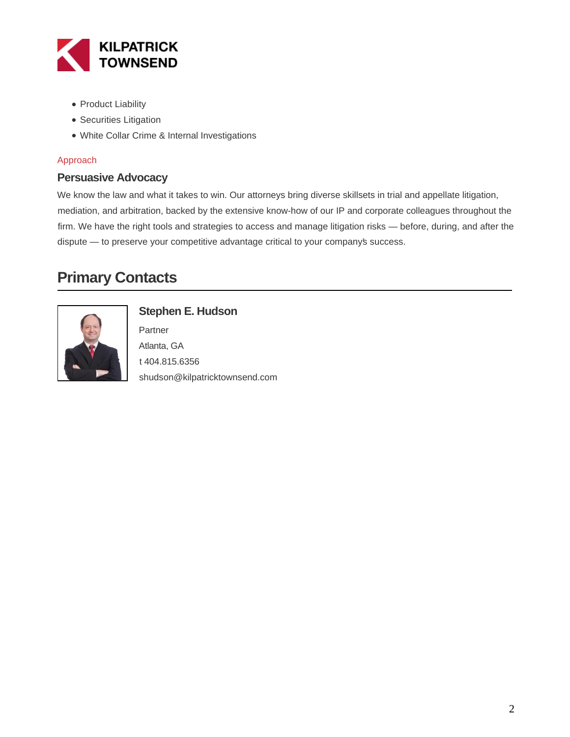- Product Liability
- Securities Litigation
- White Collar Crime & Internal Investigations

Approach

### Persuasive Advocacy

We know the law and what it takes to win. Our attorneys bring diverse skillsets in trial and appellate litigation, mediation, and arbitration, backed by the extensive know-how of our IP and corporate colleagues throughout the firm. We have the right tools and strategies to access and manage litigation risks — before, during, and after the dispute — to preserve your competitive advantage critical to your company's success.

## Primary Contacts

### Stephen E. Hudson

Partner

Atlanta, GA

t 404.815.6356

shudson@kilpatricktownsend.com